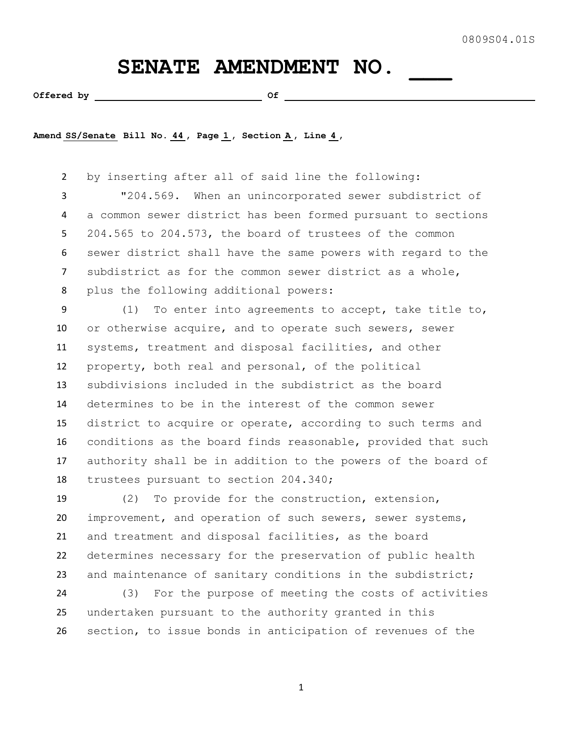0809S04.01S

# SENATE AMENDMENT NO. ___

**Offered by** ______________________________ **Of** ____________________________________________

**Amend** SS/Senate **Bill No.** 44**, Page** 1**, Section** A**, Line** 4**,**

by inserting after all of said line the following:

"204.569. When an unincorporated sewer subdistrict of a common sewer district has been formed pursuant to sections 204.565 to 204.573, the board of trustees of the common sewer district shall have the same powers with regard to the subdistrict as for the common sewer district as a whole, plus the following additional powers:

(1) To enter into agreements to accept, take title to, or otherwise acquire, and to operate such sewers, sewer systems, treatment and disposal facilities, and other property, both real and personal, of the political subdivisions included in the subdistrict as the board determines to be in the interest of the common sewer district to acquire or operate, according to such terms and conditions as the board finds reasonable, provided that such authority shall be in addition to the powers of the board of trustees pursuant to section 204.340;

(2) To provide for the construction, extension, improvement, and operation of such sewers, sewer systems, and treatment and disposal facilities, as the board determines necessary for the preservation of public health and maintenance of sanitary conditions in the subdistrict;

(3) For the purpose of meeting the costs of activities undertaken pursuant to the authority granted in this section, to issue bonds in anticipation of revenues of the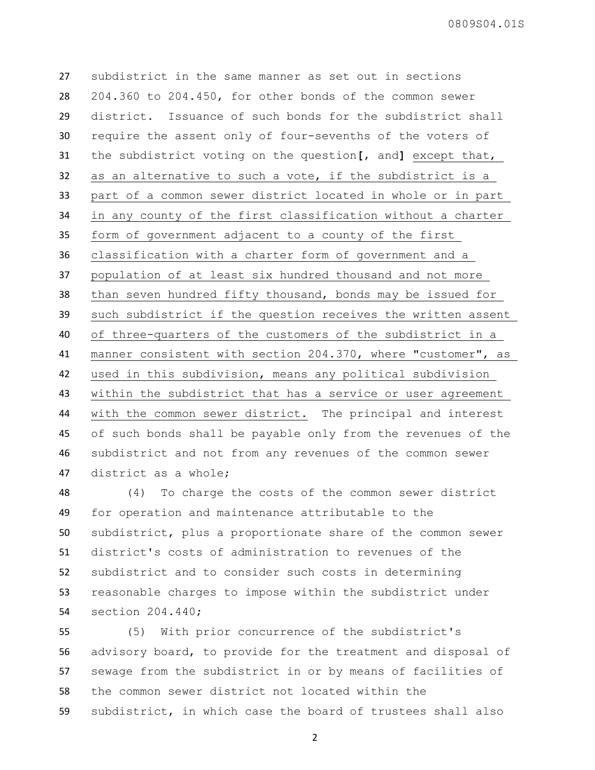subdistrict in the same manner as set out in sections 204.360 to 204.450, for other bonds of the common sewer district. Issuance of such bonds for the subdistrict shall require the assent only of four-sevenths of the voters of the subdistrict voting on the question[, and] except that, as an alternative to such a vote, if the subdistrict is a part of a common sewer district located in whole or in part in any county of the first classification without a charter form of government adjacent to a county of the first classification with a charter form of government and a population of at least six hundred thousand and not more than seven hundred fifty thousand, bonds may be issued for such subdistrict if the question receives the written assent of three-quarters of the customers of the subdistrict in a manner consistent with section 204.370, where "customer", as used in this subdivision, means any political subdivision within the subdistrict that has a service or user agreement with the common sewer district. The principal and interest of such bonds shall be payable only from the revenues of the subdistrict and not from any revenues of the common sewer district as a whole;

(4) To charge the costs of the common sewer district for operation and maintenance attributable to the subdistrict, plus a proportionate share of the common sewer district's costs of administration to revenues of the subdistrict and to consider such costs in determining reasonable charges to impose within the subdistrict under section 204.440;

(5) With prior concurrence of the subdistrict's advisory board, to provide for the treatment and disposal of sewage from the subdistrict in or by means of facilities of the common sewer district not located within the subdistrict, in which case the board of trustees shall also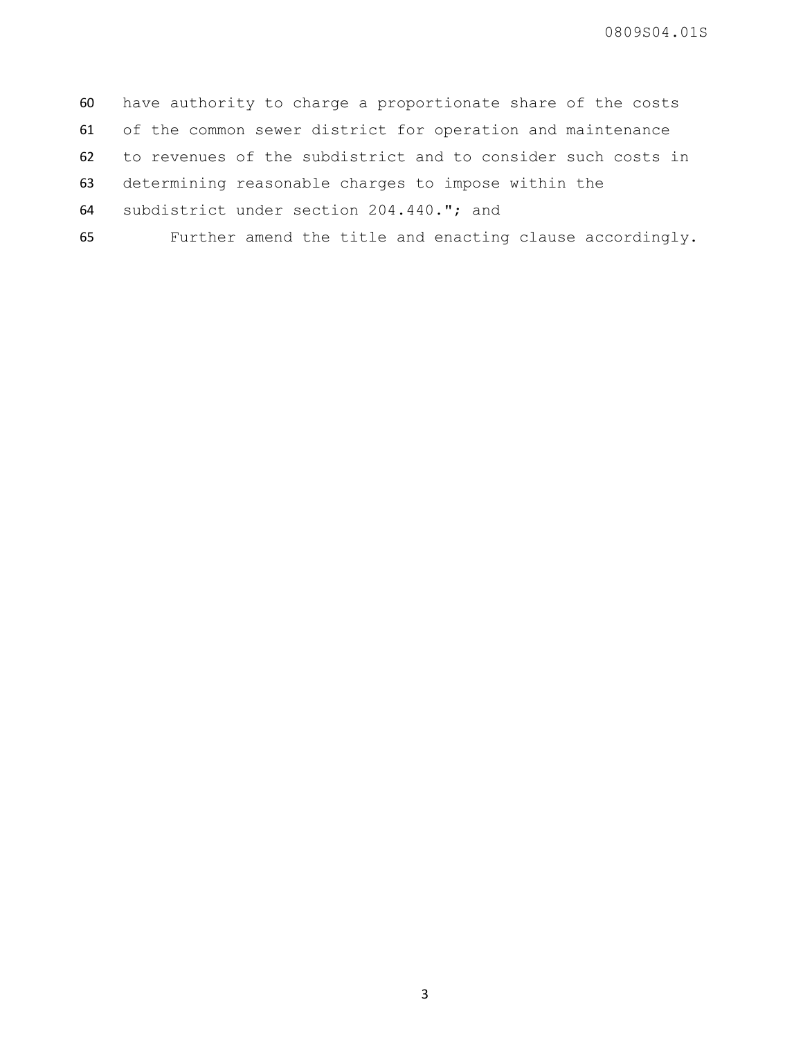60 have authority to charge a proportionate share of the costs
61 of the common sewer district for operation and maintenance
62 to revenues of the subdistrict and to consider such costs in
63 determining reasonable charges to impose within the
64 subdistrict under section 204.440."; and
65 Further amend the title and enacting clause accordingly.